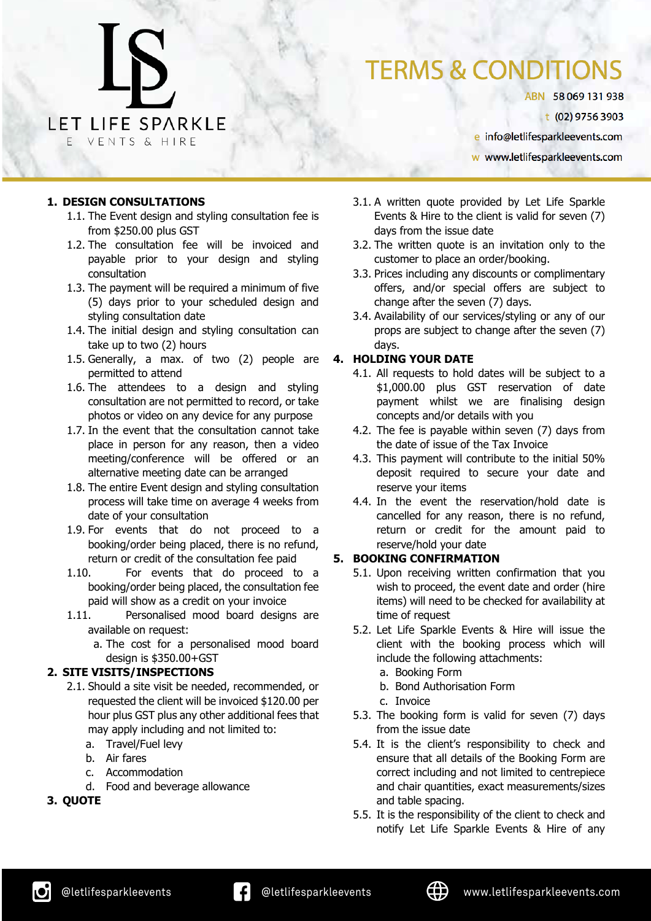# TERMS & CONDITIONS

LET LIFE SPARKLE
EVENTS & HIRE

ABN 58 069 131 938
t (02) 9756 3903
e info@letlifesparkleevents.com
w www.letlifesparkleevents.com

## 1. DESIGN CONSULTATIONS

1.1. The Event design and styling consultation fee is from $250.00 plus GST

1.2. The consultation fee will be invoiced and payable prior to your design and styling consultation

1.3. The payment will be required a minimum of five (5) days prior to your scheduled design and styling consultation date

1.4. The initial design and styling consultation can take up to two (2) hours

1.5. Generally, a max. of two (2) people are permitted to attend

1.6. The attendees to a design and styling consultation are not permitted to record, or take photos or video on any device for any purpose

1.7. In the event that the consultation cannot take place in person for any reason, then a video meeting/conference will be offered or an alternative meeting date can be arranged

1.8. The entire Event design and styling consultation process will take time on average 4 weeks from date of your consultation

1.9. For events that do not proceed to a booking/order being placed, there is no refund, return or credit of the consultation fee paid

1.10. For events that do proceed to a booking/order being placed, the consultation fee paid will show as a credit on your invoice

1.11. Personalised mood board designs are available on request:

a. The cost for a personalised mood board design is $350.00+GST

## 2. SITE VISITS/INSPECTIONS

2.1. Should a site visit be needed, recommended, or requested the client will be invoiced $120.00 per hour plus GST plus any other additional fees that may apply including and not limited to:

a. Travel/Fuel levy
b. Air fares
c. Accommodation
d. Food and beverage allowance

## 3. QUOTE

3.1. A written quote provided by Let Life Sparkle Events & Hire to the client is valid for seven (7) days from the issue date

3.2. The written quote is an invitation only to the customer to place an order/booking.

3.3. Prices including any discounts or complimentary offers, and/or special offers are subject to change after the seven (7) days.

3.4. Availability of our services/styling or any of our props are subject to change after the seven (7) days.

## 4. HOLDING YOUR DATE

4.1. All requests to hold dates will be subject to a $1,000.00 plus GST reservation of date payment whilst we are finalising design concepts and/or details with you

4.2. The fee is payable within seven (7) days from the date of issue of the Tax Invoice

4.3. This payment will contribute to the initial 50% deposit required to secure your date and reserve your items

4.4. In the event the reservation/hold date is cancelled for any reason, there is no refund, return or credit for the amount paid to reserve/hold your date

## 5. BOOKING CONFIRMATION

5.1. Upon receiving written confirmation that you wish to proceed, the event date and order (hire items) will need to be checked for availability at time of request

5.2. Let Life Sparkle Events & Hire will issue the client with the booking process which will include the following booking attachments:

a. Booking Form
b. Bond Authorisation Form
c. Invoice

5.3. The booking form is valid for seven (7) days from the issue date

5.4. It is the client's responsibility to check and ensure that all details of the Booking Form are correct including and not limited to centrepiece and chair quantities, exact measurements/sizes and table spacing.

5.5. It is the responsibility of the client to check and notify Let Life Sparkle Events & Hire of any

@letlifesparkleevents @letlifesparkleevents www.letlifesparkleevents.com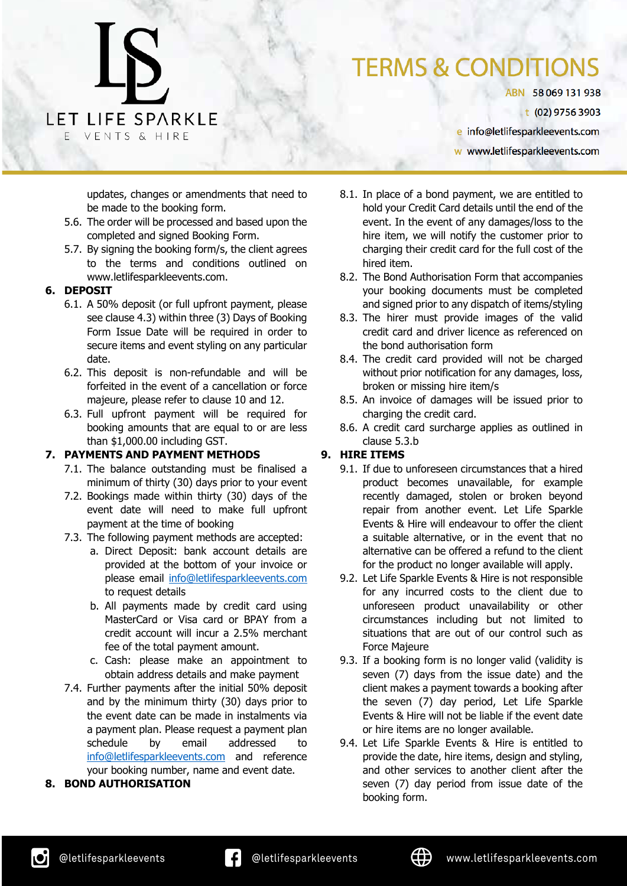updates, changes or amendments that need to be made to the booking form.

5.6. The order will be processed and based upon the completed and signed Booking Form.

5.7. By signing the booking form/s, the client agrees to the terms and conditions outlined on www.letlifesparkleevents.com.

**6. DEPOSIT**

6.1. A 50% deposit (or full upfront payment, please see clause 4.3) within three (3) Days of Booking Form Issue Date will be required in order to secure items and event styling on any particular date.

6.2. This deposit is non-refundable and will be forfeited in the event of a cancellation or force majeure, please refer to clause 10 and 12.

6.3. Full upfront payment will be required for booking amounts that are equal to or are less than $1,000.00 including GST.

**7. PAYMENTS AND PAYMENT METHODS**

7.1. The balance outstanding must be finalised a minimum of thirty (30) days prior to your event

7.2. Bookings made within thirty (30) days of the event date will need to make full upfront payment at the time of booking

7.3. The following payment methods are accepted:

a. Direct Deposit: bank account details are provided at the bottom of your invoice or please email info@letlifesparkleevents.com to request details

b. All payments made by credit card using MasterCard or Visa card or BPAY from a credit account will incur a 2.5% merchant fee of the total payment amount.

c. Cash: please make an appointment to obtain address details and make payment

7.4. Further payments after the initial 50% deposit and by the minimum thirty (30) days prior to the event date can be made in instalments via a payment plan. Please request a payment plan schedule by email addressed to info@letlifesparkleevents.com and reference your booking number, name and event date.

**8. BOND AUTHORISATION**

8.1. In place of a bond payment, we are entitled to hold your Credit Card details until the end of the event. In the event of any damages/loss to the hire item, we will notify the customer prior to charging their credit card for the full cost of the hired item.

8.2. The Bond Authorisation Form that accompanies your booking documents must be completed and signed prior to any dispatch of items/styling

8.3. The hirer must provide images of the valid credit card and driver licence as referenced on the bond authorisation form

8.4. The credit card provided will not be charged without prior notification for any damages, loss, broken or missing hire item/s

8.5. An invoice of damages will be issued prior to charging the credit card.

8.6. A credit card surcharge applies as outlined in clause 5.3.b

**9. HIRE ITEMS**

9.1. If due to unforeseen circumstances that a hired product becomes unavailable, for example recently damaged, stolen or broken beyond repair from another event. Let Life Sparkle Events & Hire will endeavour to offer the client a suitable alternative, or in the event that no alternative can be offered a refund to the client for the product no longer available will apply.

9.2. Let Life Sparkle Events & Hire is not responsible for any incurred costs to the client due to unforeseen product unavailability or other circumstances including but not limited to situations that are out of our control such as Force Majeure

9.3. If a booking form is no longer valid (validity is seven (7) days from the issue date) and the client makes a payment towards a booking after the seven (7) day period, Let Life Sparkle Events & Hire will not be liable if the event date or hire items are no longer available.

9.4. Let Life Sparkle Events & Hire is entitled to provide the date, hire items, design and styling, and other services to another client after the seven (7) day period from issue date of the booking form.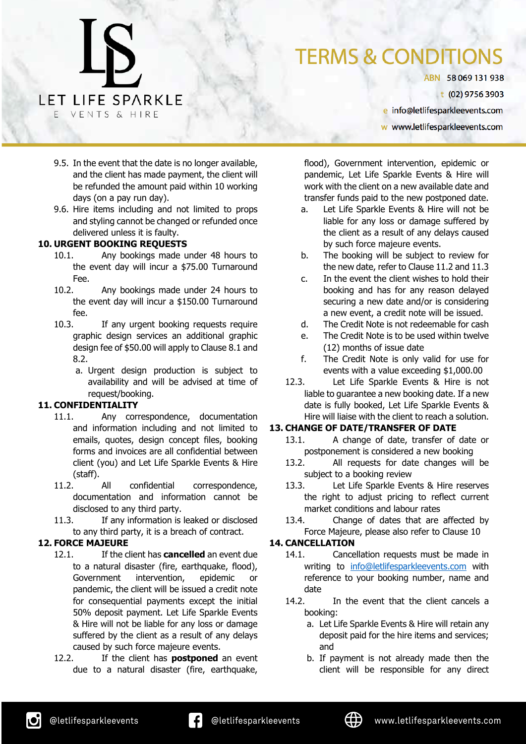9.5. In the event that the date is no longer available, and the client has made payment, the client will be refunded the amount paid within 10 working days (on a pay run day).

9.6. Hire items including and not limited to props and styling cannot be changed or refunded once delivered unless it is faulty.

**10. URGENT BOOKING REQUESTS**

10.1. Any bookings made under 48 hours to the event day will incur a $75.00 Turnaround Fee.

10.2. Any bookings made under 24 hours to the event day will incur a $150.00 Turnaround fee.

10.3. If any urgent booking requests require graphic design services an additional graphic design fee of $50.00 will apply to Clause 8.1 and 8.2.

a. Urgent design production is subject to availability and will be advised at time of request/booking.

**11. CONFIDENTIALITY**

11.1. Any correspondence, documentation and information including and not limited to emails, quotes, design concept files, booking forms and invoices are all confidential between client (you) and Let Life Sparkle Events & Hire (staff).

11.2. All confidential correspondence, documentation and information cannot be disclosed to any third party.

11.3. If any information is leaked or disclosed to any third party, it is a breach of contract.

**12. FORCE MAJEURE**

12.1. If the client has **cancelled** an event due to a natural disaster (fire, earthquake, flood), Government intervention, epidemic or pandemic, the client will be issued a credit note for consequential payments except the initial 50% deposit payment. Let Life Sparkle Events & Hire will not be liable for any loss or damage suffered by the client as a result of any delays caused by such force majeure events.

12.2. If the client has **postponed** an event due to a natural disaster (fire, earthquake, flood), Government intervention, epidemic or pandemic, Let Life Sparkle Events & Hire will work with the client on a new available date and transfer funds paid to the new postponed date.

a. Let Life Sparkle Events & Hire will not be liable for any loss or damage suffered by the client as a result of any delays caused by such force majeure events.

b. The booking will be subject to review for the new date, refer to Clause 11.2 and 11.3

c. In the event the client wishes to hold their booking and has for any reason delayed securing a new date and/or is considering a new event, a credit note will be issued.

d. The Credit Note is not redeemable for cash

e. The Credit Note is to be used within twelve (12) months of issue date

f. The Credit Note is only valid for use for events with a value exceeding $1,000.00

12.3. Let Life Sparkle Events & Hire is not liable to guarantee a new booking date. If a new date is fully booked, Let Life Sparkle Events & Hire will liaise with the client to reach a solution.

**13. CHANGE OF DATE/TRANSFER OF DATE**

13.1. A change of date, transfer of date or postponement is considered a new booking

13.2. All requests for date changes will be subject to a booking review

13.3. Let Life Sparkle Events & Hire reserves the right to adjust pricing to reflect current market conditions and labour rates

13.4. Change of dates that are affected by Force Majeure, please also refer to Clause 10

**14. CANCELLATION**

14.1. Cancellation requests must be made in writing to info@letlifesparkleevents.com with reference to your booking number, name and date

14.2. In the event that the client cancels a booking:

a. Let Life Sparkle Events & Hire will retain any deposit paid for the hire items and services; and

b. If payment is not already made then the client will be responsible for any direct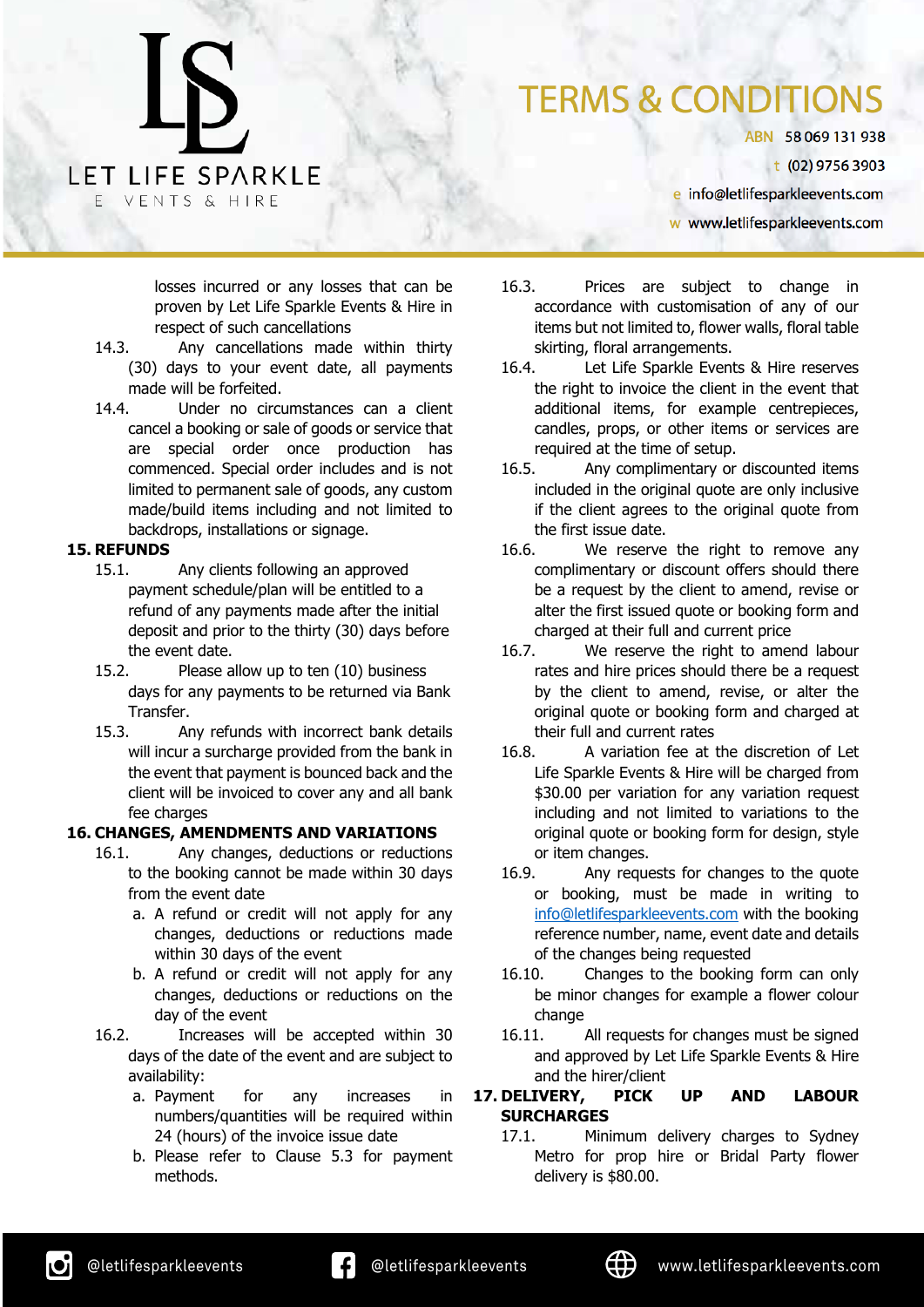losses incurred or any losses that can be proven by Let Life Sparkle Events & Hire in respect of such cancellations

14.3. Any cancellations made within thirty (30) days to your event date, all payments made will be forfeited.

14.4. Under no circumstances can a client cancel a booking or sale of goods or service that are special order once production has commenced. Special order includes and is not limited to permanent sale of goods, any custom made/build items including and not limited to backdrops, installations or signage.

**15. REFUNDS**

15.1. Any clients following an approved payment schedule/plan will be entitled to a refund of any payments made after the initial deposit and prior to the thirty (30) days before the event date.

15.2. Please allow up to ten (10) business days for any payments to be returned via Bank Transfer.

15.3. Any refunds with incorrect bank details will incur a surcharge provided from the bank in the event that payment is bounced back and the client will be invoiced to cover any and all bank fee charges

**16. CHANGES, AMENDMENTS AND VARIATIONS**

16.1. Any changes, deductions or reductions to the booking cannot be made within 30 days from the event date

a. A refund or credit will not apply for any changes, deductions or reductions made within 30 days of the event

b. A refund or credit will not apply for any changes, deductions or reductions on the day of the event

16.2. Increases will be accepted within 30 days of the date of the event and are subject to availability:

a. Payment for any increases in numbers/quantities will be required within 24 (hours) of the invoice issue date

b. Please refer to Clause 5.3 for payment methods.

16.3. Prices are subject to change in accordance with customisation of any of our items but not limited to, flower walls, floral table skirting, floral arrangements.

16.4. Let Life Sparkle Events & Hire reserves the right to invoice the client in the event that additional items, for example centrepieces, candles, props, or other items or services are required at the time of setup.

16.5. Any complimentary or discounted items included in the original quote are only inclusive if the client agrees to the original quote from the first issue date.

16.6. We reserve the right to remove any complimentary or discount offers should there be a request by the client to amend, revise or alter the first issued quote or booking form and charged at their full and current price

16.7. We reserve the right to amend labour rates and hire prices should there be a request by the client to amend, revise, or alter the original quote or booking form and charged at their full and current rates

16.8. A variation fee at the discretion of Let Life Sparkle Events & Hire will be charged from $30.00 per variation for any variation request including and not limited to variations to the original quote or booking form for design, style or item changes.

16.9. Any requests for changes to the quote or booking, must be made in writing to info@letlifesparkleevents.com with the booking reference number, name, event date and details of the changes being requested

16.10. Changes to the booking form can only be minor changes for example a flower colour change

16.11. All requests for changes must be signed and approved by Let Life Sparkle Events & Hire and the hirer/client

**17. DELIVERY, PICK UP AND LABOUR SURCHARGES**

17.1. Minimum delivery charges to Sydney Metro for prop hire or Bridal Party flower delivery is $80.00.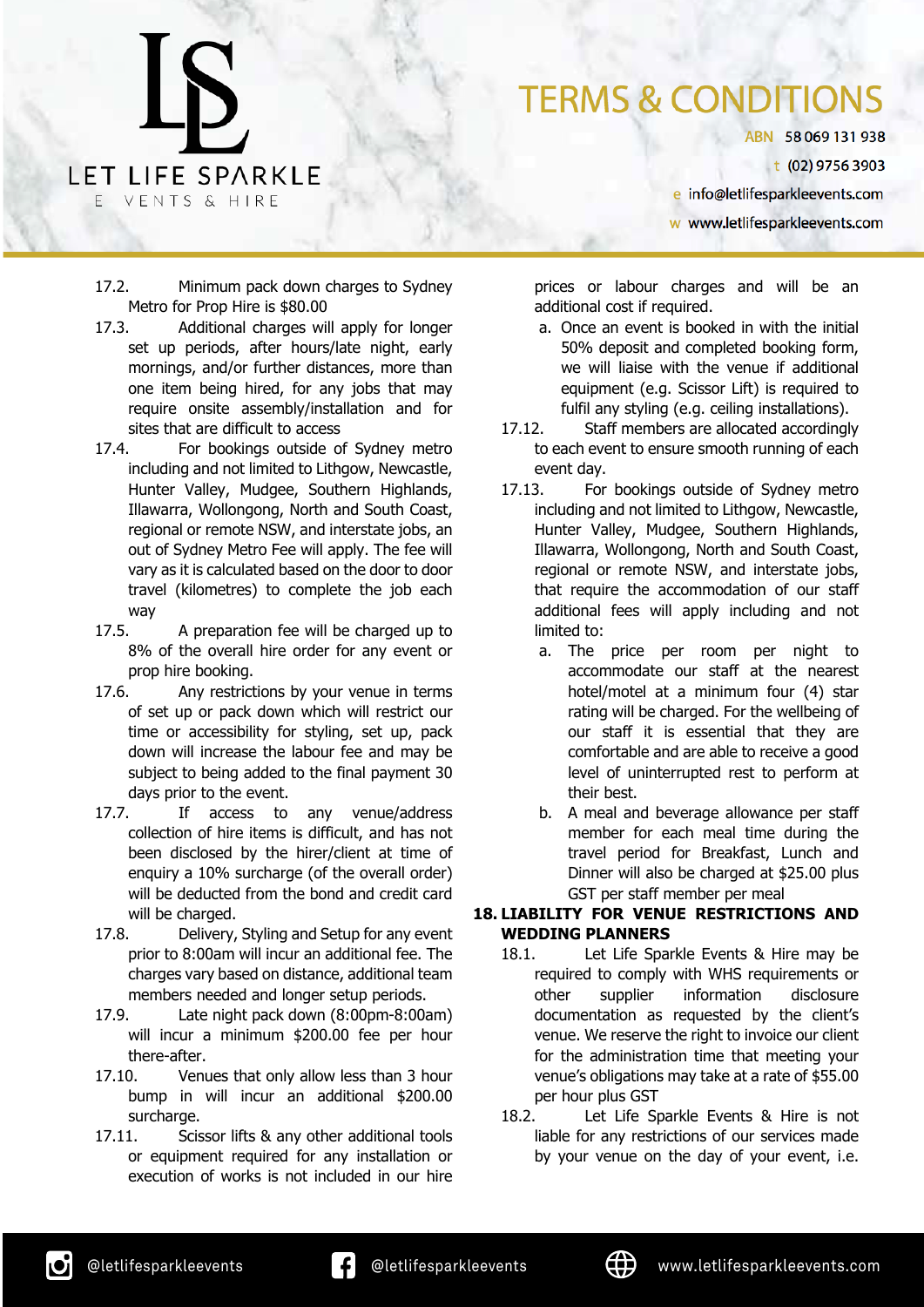17.2. Minimum pack down charges to Sydney Metro for Prop Hire is $80.00

17.3. Additional charges will apply for longer set up periods, after hours/late night, early mornings, and/or further distances, more than one item being hired, for any jobs that may require onsite assembly/installation and for sites that are difficult to access

17.4. For bookings outside of Sydney metro including and not limited to Lithgow, Newcastle, Hunter Valley, Mudgee, Southern Highlands, Illawarra, Wollongong, North and South Coast, regional or remote NSW, and interstate jobs, an out of Sydney Metro Fee will apply. The fee will vary as it is calculated based on the door to door travel (kilometres) to complete the job each way

17.5. A preparation fee will be charged up to 8% of the overall hire order for any event or prop hire booking.

17.6. Any restrictions by your venue in terms of set up or pack down which will restrict our time or accessibility for styling, set up, pack down will increase the labour fee and may be subject to being added to the final payment 30 days prior to the event.

17.7. If access to any venue/address collection of hire items is difficult, and has not been disclosed by the hirer/client at time of enquiry a 10% surcharge (of the overall order) will be deducted from the bond and credit card will be charged.

17.8. Delivery, Styling and Setup for any event prior to 8:00am will incur an additional fee. The charges vary based on distance, additional team members needed and longer setup periods.

17.9. Late night pack down (8:00pm-8:00am) will incur a minimum $200.00 fee per hour there-after.

17.10. Venues that only allow less than 3 hour bump in will incur an additional $200.00 surcharge.

17.11. Scissor lifts & any other additional tools or equipment required for any installation or execution of works is not included in our hire prices or labour charges and will be an additional cost if required.

a. Once an event is booked in with the initial 50% deposit and completed booking form, we will liaise with the venue if additional equipment (e.g. Scissor Lift) is required to fulfil any styling (e.g. ceiling installations).

17.12. Staff members are allocated accordingly to each event to ensure smooth running of each event day.

17.13. For bookings outside of Sydney metro including and not limited to Lithgow, Newcastle, Hunter Valley, Mudgee, Southern Highlands, Illawarra, Wollongong, North and South Coast, regional or remote NSW, and interstate jobs, that require the accommodation of our staff additional fees will apply including and not limited to:

a. The price per room per night to accommodate our staff at the nearest hotel/motel at a minimum four (4) star rating will be charged. For the wellbeing of our staff it is essential that they are comfortable and are able to receive a good level of uninterrupted rest to perform at their best.

b. A meal and beverage allowance per staff member for each meal time during the travel period for Breakfast, Lunch and Dinner will also be charged at $25.00 plus GST per staff member per meal

**18. LIABILITY FOR VENUE RESTRICTIONS AND WEDDING PLANNERS**

18.1. Let Life Sparkle Events & Hire may be required to comply with WHS requirements or other supplier information disclosure documentation as requested by the client's venue. We reserve the right to invoice our client for the administration time that meeting your venue's obligations may take at a rate of $55.00 per hour plus GST

18.2. Let Life Sparkle Events & Hire is not liable for any restrictions of our services made by your venue on the day of your event, i.e.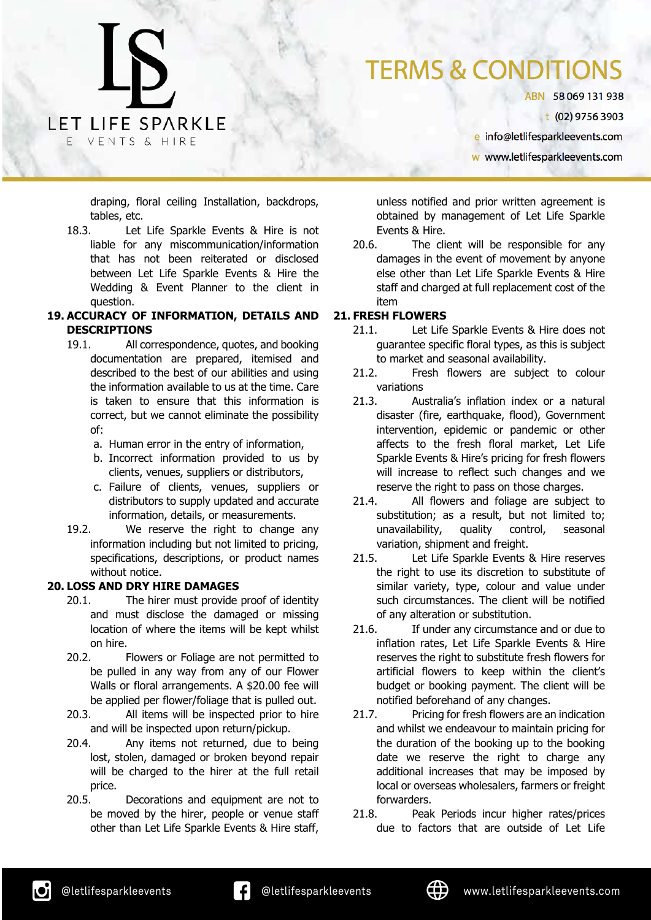draping, floral ceiling Installation, backdrops, tables, etc.

18.3. Let Life Sparkle Events & Hire is not liable for any miscommunication/information that has not been reiterated or disclosed between Let Life Sparkle Events & Hire the Wedding & Event Planner to the client in question.

## 19. ACCURACY OF INFORMATION, DETAILS AND DESCRIPTIONS

19.1. All correspondence, quotes, and booking documentation are prepared, itemised and described to the best of our abilities and using the information available to us at the time. Care is taken to ensure that this information is correct, but we cannot eliminate the possibility of:

a. Human error in the entry of information,
b. Incorrect information provided to us by clients, venues, suppliers or distributors,
c. Failure of clients, venues, suppliers or distributors to supply updated and accurate information, details, or measurements.

19.2. We reserve the right to change any information including but not limited to pricing, specifications, descriptions, or product names without notice.

## 20. LOSS AND DRY HIRE DAMAGES

20.1. The hirer must provide proof of identity and must disclose the damaged or missing location of where the items will be kept whilst on hire.

20.2. Flowers or Foliage are not permitted to be pulled in any way from any of our Flower Walls or floral arrangements. A $20.00 fee will be applied per flower/foliage that is pulled out.

20.3. All items will be inspected prior to hire and will be inspected upon return/pickup.

20.4. Any items not returned, due to being lost, stolen, damaged or broken beyond repair will be charged to the hirer at the full retail price.

20.5. Decorations and equipment are not to be moved by the hirer, people or venue staff other than Let Life Sparkle Events & Hire staff, unless notified and prior written agreement is obtained by management of Let Life Sparkle Events & Hire.

20.6. The client will be responsible for any damages in the event of movement by anyone else other than Let Life Sparkle Events & Hire staff and charged at full replacement cost of the item

## 21. FRESH FLOWERS

21.1. Let Life Sparkle Events & Hire does not guarantee specific floral types, as this is subject to market and seasonal availability.

21.2. Fresh flowers are subject to colour variations

21.3. Australia's inflation index or a natural disaster (fire, earthquake, flood), Government intervention, epidemic or pandemic or other affects to the fresh floral market, Let Life Sparkle Events & Hire's pricing for fresh flowers will increase to reflect such changes and we reserve the right to pass on those charges.

21.4. All flowers and foliage are subject to substitution; as a result, but not limited to; unavailability, quality control, seasonal variation, shipment and freight.

21.5. Let Life Sparkle Events & Hire reserves the right to use its discretion to substitute of similar variety, type, colour and value under such circumstances. The client will be notified of any alteration or substitution.

21.6. If under any circumstance and or due to inflation rates, Let Life Sparkle Events & Hire reserves the right to substitute fresh flowers for artificial flowers to keep within the client's budget or booking payment. The client will be notified beforehand of any changes.

21.7. Pricing for fresh flowers are an indication and whilst we endeavour to maintain pricing for the duration of the booking up to the booking date we reserve the right to charge any additional increases that may be imposed by local or overseas wholesalers, farmers or freight forwarders.

21.8. Peak Periods incur higher rates/prices due to factors that are outside of Let Life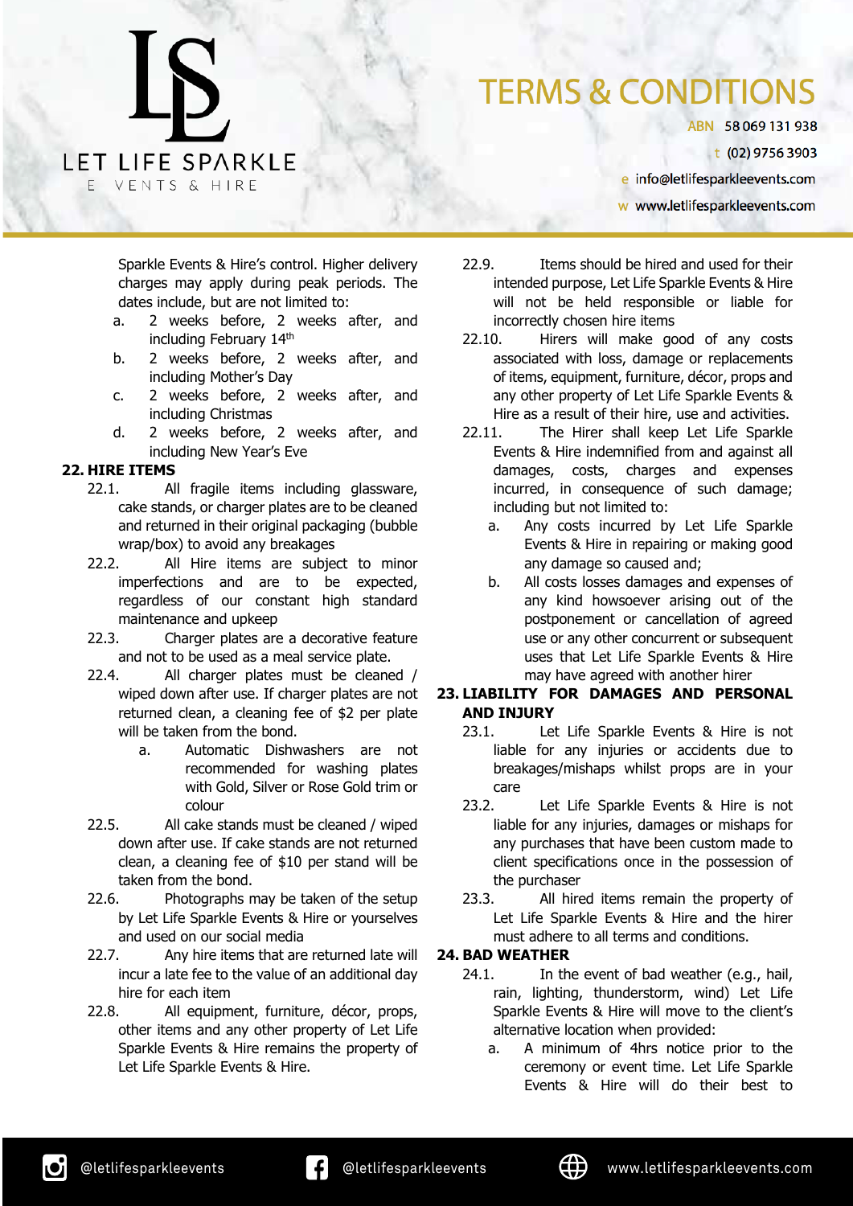Sparkle Events & Hire's control. Higher delivery charges may apply during peak periods. The dates include, but are not limited to:

a. 2 weeks before, 2 weeks after, and including February 14th
b. 2 weeks before, 2 weeks after, and including Mother's Day
c. 2 weeks before, 2 weeks after, and including Christmas
d. 2 weeks before, 2 weeks after, and including New Year's Eve

**22. HIRE ITEMS**

22.1. All fragile items including glassware, cake stands, or charger plates are to be cleaned and returned in their original packaging (bubble wrap/box) to avoid any breakages

22.2. All Hire items are subject to minor imperfections and are to be expected, regardless of our constant high standard maintenance and upkeep

22.3. Charger plates are a decorative feature and not to be used as a meal service plate.

22.4. All charger plates must be cleaned / wiped down after use. If charger plates are not returned clean, a cleaning fee of $2 per plate will be taken from the bond.

a. Automatic Dishwashers are not recommended for washing plates with Gold, Silver or Rose Gold trim or colour

22.5. All cake stands must be cleaned / wiped down after use. If cake stands are not returned clean, a cleaning fee of $10 per stand will be taken from the bond.

22.6. Photographs may be taken of the setup by Let Life Sparkle Events & Hire or yourselves and used on our social media

22.7. Any hire items that are returned late will incur a late fee to the value of an additional day hire for each item

22.8. All equipment, furniture, décor, props, other items and any other property of Let Life Sparkle Events & Hire remains the property of Let Life Sparkle Events & Hire.

22.9. Items should be hired and used for their intended purpose, Let Life Sparkle Events & Hire will not be held responsible or liable for incorrectly chosen hire items

22.10. Hirers will make good of any costs associated with loss, damage or replacements of items, equipment, furniture, décor, props and any other property of Let Life Sparkle Events & Hire as a result of their hire, use and activities.

22.11. The Hirer shall keep Let Life Sparkle Events & Hire indemnified from and against all damages, costs, charges and expenses incurred, in consequence of such damage; including but not limited to:

a. Any costs incurred by Let Life Sparkle Events & Hire in repairing or making good any damage so caused and;
b. All costs losses damages and expenses of any kind howsoever arising out of the postponement or cancellation of agreed use or any other concurrent or subsequent uses that Let Life Sparkle Events & Hire may have agreed with another hirer

**23. LIABILITY FOR DAMAGES AND PERSONAL AND INJURY**

23.1. Let Life Sparkle Events & Hire is not liable for any injuries or accidents due to breakages/mishaps whilst props are in your care

23.2. Let Life Sparkle Events & Hire is not liable for any injuries, damages or mishaps for any purchases that have been custom made to client specifications once in the possession of the purchaser

23.3. All hired items remain the property of Let Life Sparkle Events & Hire and the hirer must adhere to all terms and conditions.

**24. BAD WEATHER**

24.1. In the event of bad weather (e.g., hail, rain, lighting, thunderstorm, wind) Let Life Sparkle Events & Hire will move to the client's alternative location when provided:

a. A minimum of 4hrs notice prior to the ceremony or event time. Let Life Sparkle Events & Hire will do their best to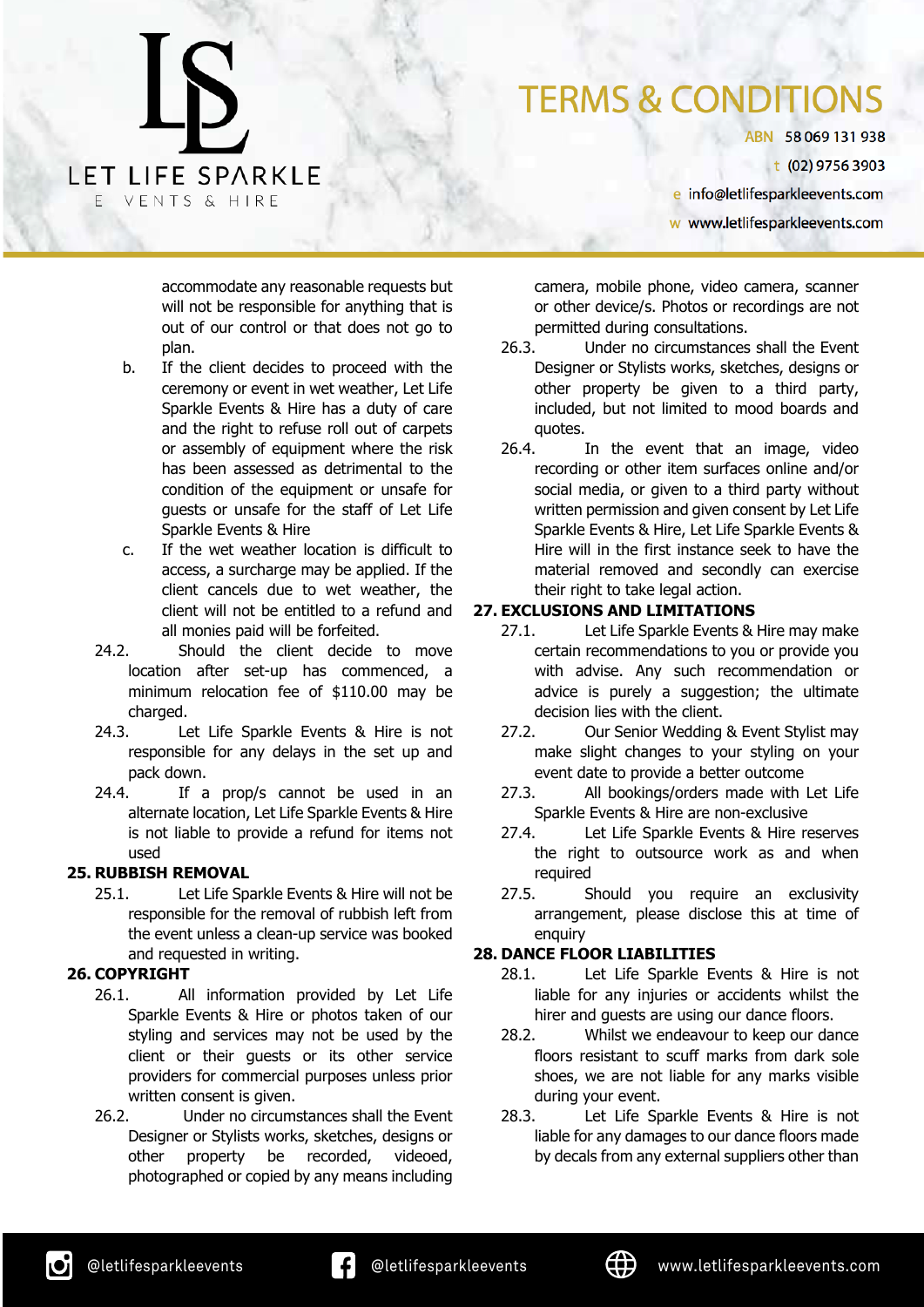accommodate any reasonable requests but will not be responsible for anything that is out of our control or that does not go to plan.

b. If the client decides to proceed with the ceremony or event in wet weather, Let Life Sparkle Events & Hire has a duty of care and the right to refuse roll out of carpets or assembly of equipment where the risk has been assessed as detrimental to the condition of the equipment or unsafe for guests or unsafe for the staff of Let Life Sparkle Events & Hire

c. If the wet weather location is difficult to access, a surcharge may be applied. If the client cancels due to wet weather, the client will not be entitled to a refund and all monies paid will be forfeited.

24.2. Should the client decide to move location after set-up has commenced, a minimum relocation fee of $110.00 may be charged.

24.3. Let Life Sparkle Events & Hire is not responsible for any delays in the set up and pack down.

24.4. If a prop/s cannot be used in an alternate location, Let Life Sparkle Events & Hire is not liable to provide a refund for items not used

**25. RUBBISH REMOVAL**

25.1. Let Life Sparkle Events & Hire will not be responsible for the removal of rubbish left from the event unless a clean-up service was booked and requested in writing.

**26. COPYRIGHT**

26.1. All information provided by Let Life Sparkle Events & Hire or photos taken of our styling and services may not be used by the client or their guests or its other service providers for commercial purposes unless prior written consent is given.

26.2. Under no circumstances shall the Event Designer or Stylists works, sketches, designs or other property be recorded, videoed, photographed or copied by any means including camera, mobile phone, video camera, scanner or other device/s. Photos or recordings are not permitted during consultations.

26.3. Under no circumstances shall the Event Designer or Stylists works, sketches, designs or other property be given to a third party, included, but not limited to mood boards and quotes.

26.4. In the event that an image, video recording or other item surfaces online and/or social media, or given to a third party without written permission and given consent by Let Life Sparkle Events & Hire, Let Life Sparkle Events & Hire will in the first instance seek to have the material removed and secondly can exercise their right to take legal action.

**27. EXCLUSIONS AND LIMITATIONS**

27.1. Let Life Sparkle Events & Hire may make certain recommendations to you or provide you with advise. Any such recommendation or advice is purely a suggestion; the ultimate decision lies with the client.

27.2. Our Senior Wedding & Event Stylist may make slight changes to your styling on your event date to provide a better outcome

27.3. All bookings/orders made with Let Life Sparkle Events & Hire are non-exclusive

27.4. Let Life Sparkle Events & Hire reserves the right to outsource work as and when required

27.5. Should you require an exclusivity arrangement, please disclose this at time of enquiry

**28. DANCE FLOOR LIABILITIES**

28.1. Let Life Sparkle Events & Hire is not liable for any injuries or accidents whilst the hirer and guests are using our dance floors.

28.2. Whilst we endeavour to keep our dance floors resistant to scuff marks from dark sole shoes, we are not liable for any marks visible during your event.

28.3. Let Life Sparkle Events & Hire is not liable for any damages to our dance floors made by decals from any external suppliers other than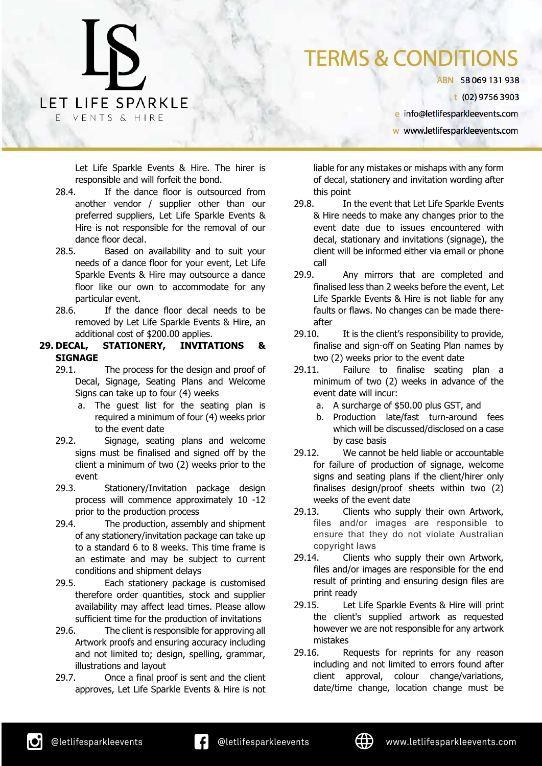Let Life Sparkle Events & Hire. The hirer is responsible and will forfeit the bond.

28.4. If the dance floor is outsourced from another vendor / supplier other than our preferred suppliers, Let Life Sparkle Events & Hire is not responsible for the removal of our dance floor decal.

28.5. Based on availability and to suit your needs of a dance floor for your event, Let Life Sparkle Events & Hire may outsource a dance floor like our own to accommodate for any particular event.

28.6. If the dance floor decal needs to be removed by Let Life Sparkle Events & Hire, an additional cost of $200.00 applies.

**29. DECAL, STATIONERY, INVITATIONS & SIGNAGE**

29.1. The process for the design and proof of Decal, Signage, Seating Plans and Welcome Signs can take up to four (4) weeks

a. The guest list for the seating plan is required a minimum of four (4) weeks prior to the event date

29.2. Signage, seating plans and welcome signs must be finalised and signed off by the client a minimum of two (2) weeks prior to the event

29.3. Stationery/Invitation package design process will commence approximately 10 -12 prior to the production process

29.4. The production, assembly and shipment of any stationery/invitation package can take up to a standard 6 to 8 weeks. This time frame is an estimate and may be subject to current conditions and shipment delays

29.5. Each stationery package is customised therefore order quantities, stock and supplier availability may affect lead times. Please allow sufficient time for the production of invitations

29.6. The client is responsible for approving all Artwork proofs and ensuring accuracy including and not limited to; design, spelling, grammar, illustrations and layout

29.7. Once a final proof is sent and the client approves, Let Life Sparkle Events & Hire is not liable for any mistakes or mishaps with any form of decal, stationery and invitation wording after this point

29.8. In the event that Let Life Sparkle Events & Hire needs to make any changes prior to the event date due to issues encountered with decal, stationary and invitations (signage), the client will be informed either via email or phone call

29.9. Any mirrors that are completed and finalised less than 2 weeks before the event, Let Life Sparkle Events & Hire is not liable for any faults or flaws. No changes can be made there-after

29.10. It is the client's responsibility to provide, finalise and sign-off on Seating Plan names by two (2) weeks prior to the event date

29.11. Failure to finalise seating plan a minimum of two (2) weeks in advance of the event date will incur:

a. A surcharge of $50.00 plus GST, and
b. Production late/fast turn-around fees which will be discussed/disclosed on a case by case basis

29.12. We cannot be held liable or accountable for failure of production of signage, welcome signs and seating plans if the client/hirer only finalises design/proof sheets within two (2) weeks of the event date

29.13. Clients who supply their own Artwork, files and/or images are responsible to ensure that they do not violate Australian copyright laws

29.14. Clients who supply their own Artwork, files and/or images are responsible for the end result of printing and ensuring design files are print ready

29.15. Let Life Sparkle Events & Hire will print the client's supplied artwork as requested however we are not responsible for any artwork mistakes

29.16. Requests for reprints for any reason including and not limited to errors found after client approval, colour change/variations, date/time change, location change must be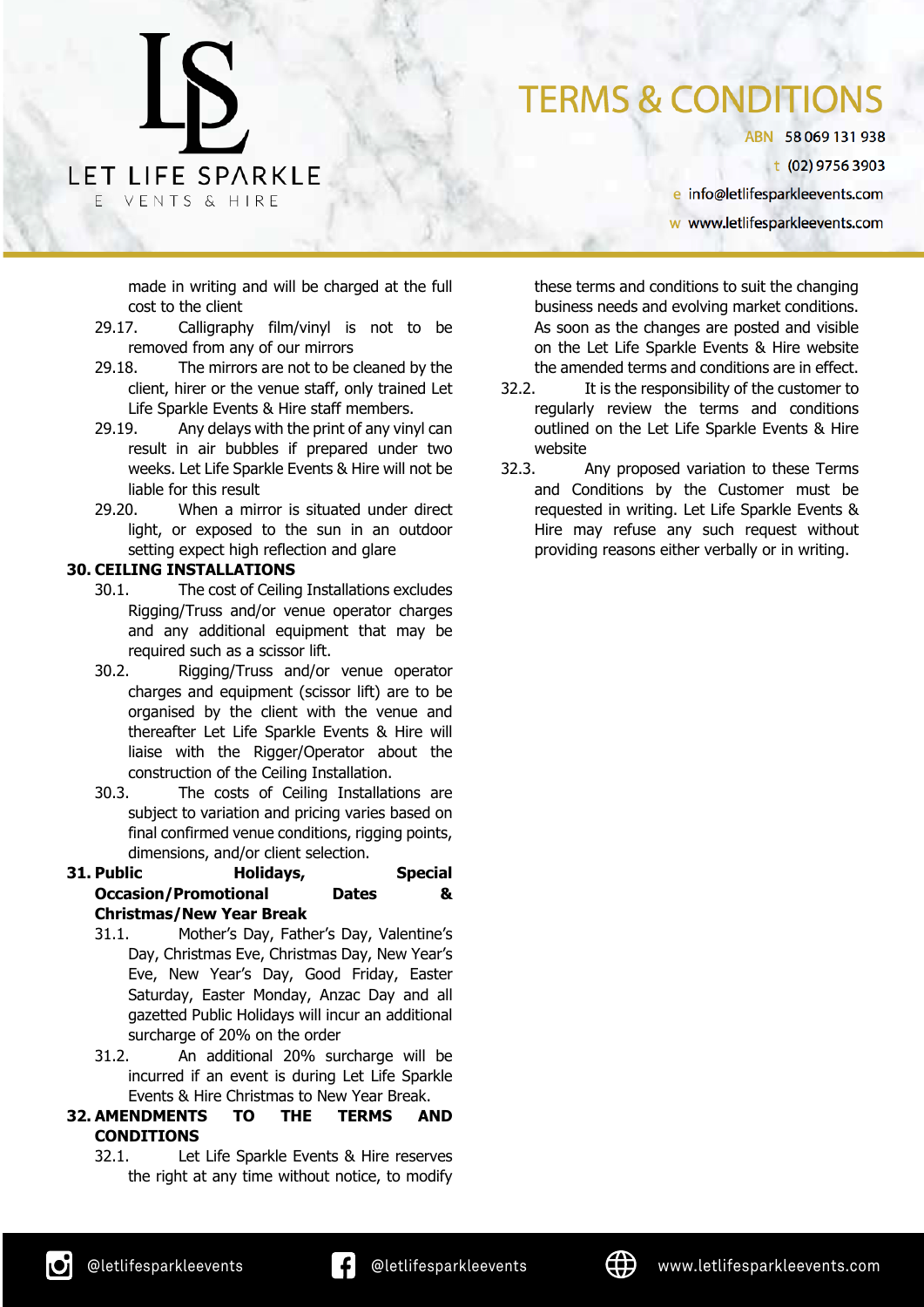made in writing and will be charged at the full cost to the client

29.17. Calligraphy film/vinyl is not to be removed from any of our mirrors

29.18. The mirrors are not to be cleaned by the client, hirer or the venue staff, only trained Let Life Sparkle Events & Hire staff members.

29.19. Any delays with the print of any vinyl can result in air bubbles if prepared under two weeks. Let Life Sparkle Events & Hire will not be liable for this result

29.20. When a mirror is situated under direct light, or exposed to the sun in an outdoor setting expect high reflection and glare

**30. CEILING INSTALLATIONS**

30.1. The cost of Ceiling Installations excludes Rigging/Truss and/or venue operator charges and any additional equipment that may be required such as a scissor lift.

30.2. Rigging/Truss and/or venue operator charges and equipment (scissor lift) are to be organised by the client with the venue and thereafter Let Life Sparkle Events & Hire will liaise with the Rigger/Operator about the construction of the Ceiling Installation.

30.3. The costs of Ceiling Installations are subject to variation and pricing varies based on final confirmed venue conditions, rigging points, dimensions, and/or client selection.

**31. Public Holidays, Special Occasion/Promotional Dates & Christmas/New Year Break**

31.1. Mother's Day, Father's Day, Valentine's Day, Christmas Eve, Christmas Day, New Year's Eve, New Year's Day, Good Friday, Easter Saturday, Easter Monday, Anzac Day and all gazetted Public Holidays will incur an additional surcharge of 20% on the order

31.2. An additional 20% surcharge will be incurred if an event is during Let Life Sparkle Events & Hire Christmas to New Year Break.

**32. AMENDMENTS TO THE TERMS AND CONDITIONS**

32.1. Let Life Sparkle Events & Hire reserves the right at any time without notice, to modify these terms and conditions to suit the changing business needs and evolving market conditions. As soon as the changes are posted and visible on the Let Life Sparkle Events & Hire website the amended terms and conditions are in effect.

32.2. It is the responsibility of the customer to regularly review the terms and conditions outlined on the Let Life Sparkle Events & Hire website

32.3. Any proposed variation to these Terms and Conditions by the Customer must be requested in writing. Let Life Sparkle Events & Hire may refuse any such request without providing reasons either verbally or in writing.